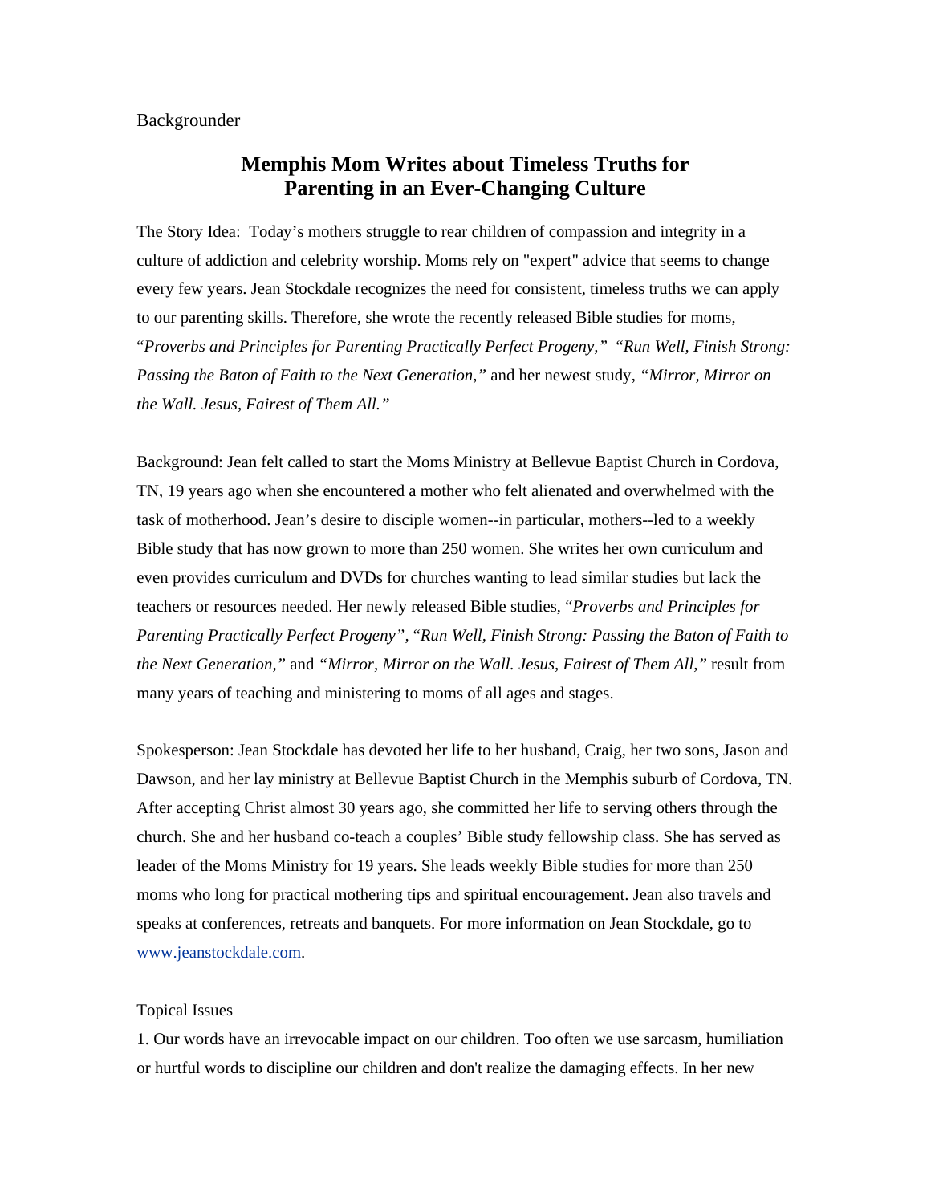Backgrounder

# Memphis Mom Writes about Timeless Truths for Parenting in an Ever-Changing Culture

The Story Idea: Today's mothers struggle to rear children of compassion and integrity in a culture of addiction and celebrity worship. Moms rely on "expert" advice that seems to change every few years. Jean Stockdale recognizes the need for consistent, timeless truths we can apply to our parenting skills. Therefore, she wrote the recently released Bible studies for moms, "*Proverbs and Principles for Parenting Practically Perfect Progeny,*" "*Run Well, Finish Strong: Passing the Baton of Faith to the Next Generation,*" and her newest study, *"Mirror, Mirror on the Wall. Jesus, Fairest of Them All."*

Background: Jean felt called to start the Moms Ministry at Bellevue Baptist Church in Cordova, TN, 19 years ago when she encountered a mother who felt alienated and overwhelmed with the task of motherhood. Jean's desire to disciple women--in particular, mothers--led to a weekly Bible study that has now grown to more than 250 women. She writes her own curriculum and even provides curriculum and DVDs for churches wanting to lead similar studies but lack the teachers or resources needed. Her newly released Bible studies, "*Proverbs and Principles for Parenting Practically Perfect Progeny*", "*Run Well, Finish Strong: Passing the Baton of Faith to the Next Generation,*" and *"Mirror, Mirror on the Wall. Jesus, Fairest of Them All,"* result from many years of teaching and ministering to moms of all ages and stages.

Spokesperson: Jean Stockdale has devoted her life to her husband, Craig, her two sons, Jason and Dawson, and her lay ministry at Bellevue Baptist Church in the Memphis suburb of Cordova, TN. After accepting Christ almost 30 years ago, she committed her life to serving others through the church. She and her husband co-teach a couples' Bible study fellowship class. She has served as leader of the Moms Ministry for 19 years. She leads weekly Bible studies for more than 250 moms who long for practical mothering tips and spiritual encouragement. Jean also travels and speaks at conferences, retreats and banquets. For more information on Jean Stockdale, go to www.jeanstockdale.com.

Topical Issues

1. Our words have an irrevocable impact on our children. Too often we use sarcasm, humiliation or hurtful words to discipline our children and don't realize the damaging effects. In her new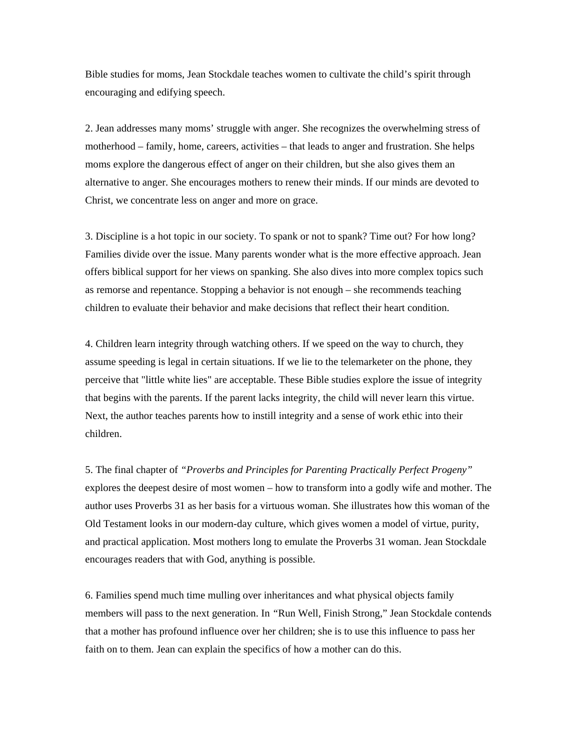Bible studies for moms, Jean Stockdale teaches women to cultivate the child's spirit through encouraging and edifying speech.

2. Jean addresses many moms' struggle with anger. She recognizes the overwhelming stress of motherhood – family, home, careers, activities – that leads to anger and frustration. She helps moms explore the dangerous effect of anger on their children, but she also gives them an alternative to anger. She encourages mothers to renew their minds. If our minds are devoted to Christ, we concentrate less on anger and more on grace.

3. Discipline is a hot topic in our society. To spank or not to spank? Time out? For how long? Families divide over the issue. Many parents wonder what is the more effective approach. Jean offers biblical support for her views on spanking. She also dives into more complex topics such as remorse and repentance. Stopping a behavior is not enough – she recommends teaching children to evaluate their behavior and make decisions that reflect their heart condition.

4. Children learn integrity through watching others. If we speed on the way to church, they assume speeding is legal in certain situations. If we lie to the telemarketer on the phone, they perceive that "little white lies" are acceptable. These Bible studies explore the issue of integrity that begins with the parents. If the parent lacks integrity, the child will never learn this virtue. Next, the author teaches parents how to instill integrity and a sense of work ethic into their children.

5. The final chapter of *"Proverbs and Principles for Parenting Practically Perfect Progeny"* explores the deepest desire of most women – how to transform into a godly wife and mother. The author uses Proverbs 31 as her basis for a virtuous woman. She illustrates how this woman of the Old Testament looks in our modern-day culture, which gives women a model of virtue, purity, and practical application. Most mothers long to emulate the Proverbs 31 woman. Jean Stockdale encourages readers that with God, anything is possible.

6. Families spend much time mulling over inheritances and what physical objects family members will pass to the next generation. In "Run Well, Finish Strong," Jean Stockdale contends that a mother has profound influence over her children; she is to use this influence to pass her faith on to them. Jean can explain the specifics of how a mother can do this.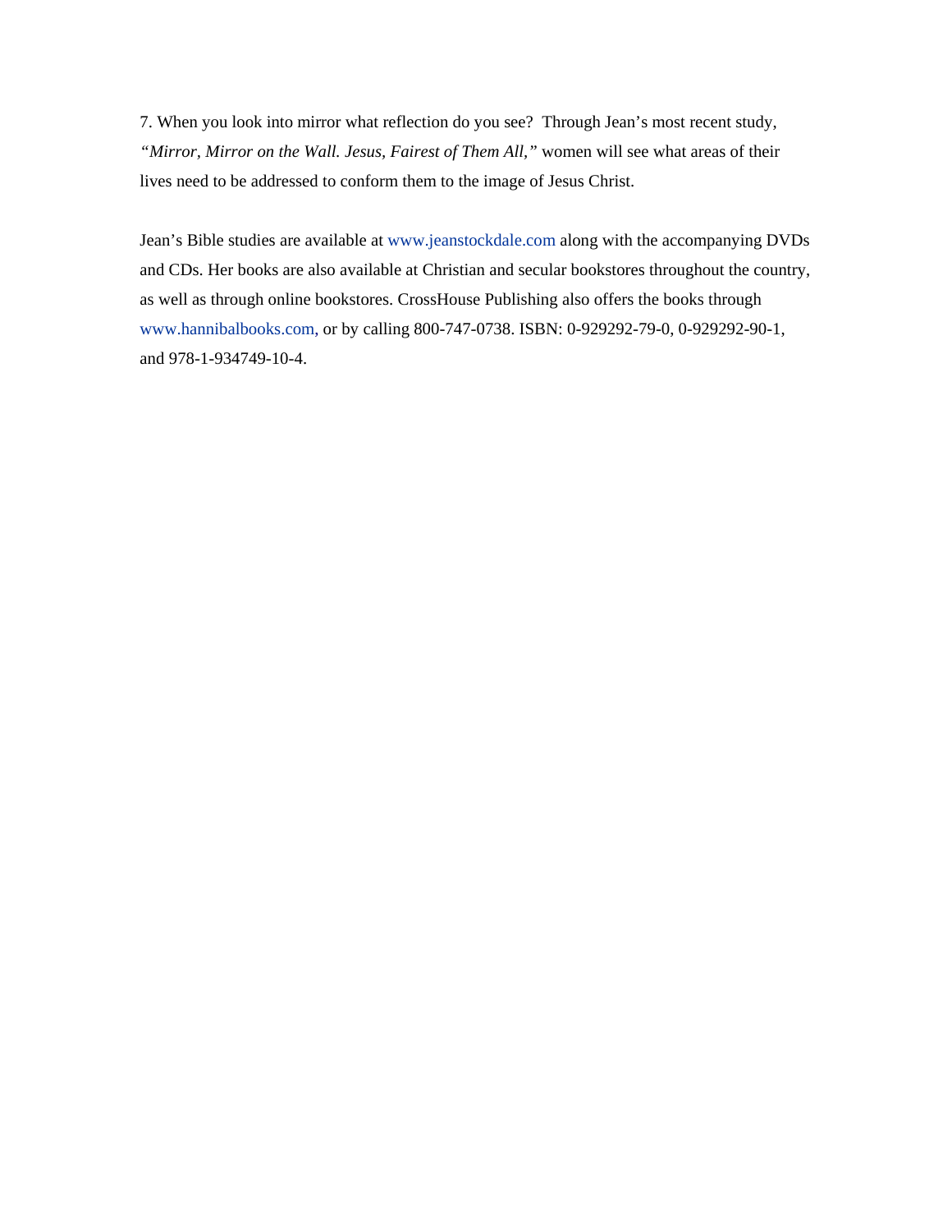7. When you look into mirror what reflection do you see? Through Jean's most recent study, *"Mirror, Mirror on the Wall. Jesus, Fairest of Them All,"* women will see what areas of their lives need to be addressed to conform them to the image of Jesus Christ.

Jean's Bible studies are available at www.jeanstockdale.com along with the accompanying DVDs and CDs. Her books are also available at Christian and secular bookstores throughout the country, as well as through online bookstores. CrossHouse Publishing also offers the books through www.hannibalbooks.com, or by calling 800-747-0738. ISBN: 0-929292-79-0, 0-929292-90-1, and 978-1-934749-10-4.